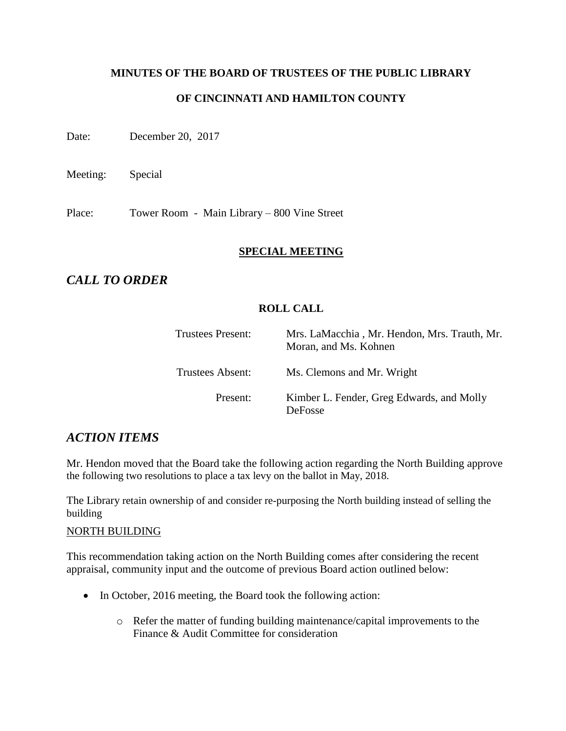**MINUTES OF THE BOARD OF TRUSTEES OF THE PUBLIC LIBRARY**

**OF CINCINNATI AND HAMILTON COUNTY**

Date: December 20, 2017

Meeting: Special

Place: Tower Room - Main Library – 800 Vine Street

**SPECIAL MEETING**

## *CALL TO ORDER*

**ROLL CALL**

| | |
|---|---|
| Trustees Present: | Mrs. LaMacchia , Mr. Hendon, Mrs. Trauth, Mr. Moran, and Ms. Kohnen |
| Trustees Absent: | Ms. Clemons and Mr. Wright |
| Present: | Kimber L. Fender, Greg Edwards, and Molly DeFosse |

## *ACTION ITEMS*

Mr. Hendon moved that the Board take the following action regarding the North Building approve the following two resolutions to place a tax levy on the ballot in May, 2018.

The Library retain ownership of and consider re-purposing the North building instead of selling the building

NORTH BUILDING

This recommendation taking action on the North Building comes after considering the recent appraisal, community input and the outcome of previous Board action outlined below:

- In October, 2016 meeting, the Board took the following action:
  - Refer the matter of funding building maintenance/capital improvements to the Finance & Audit Committee for consideration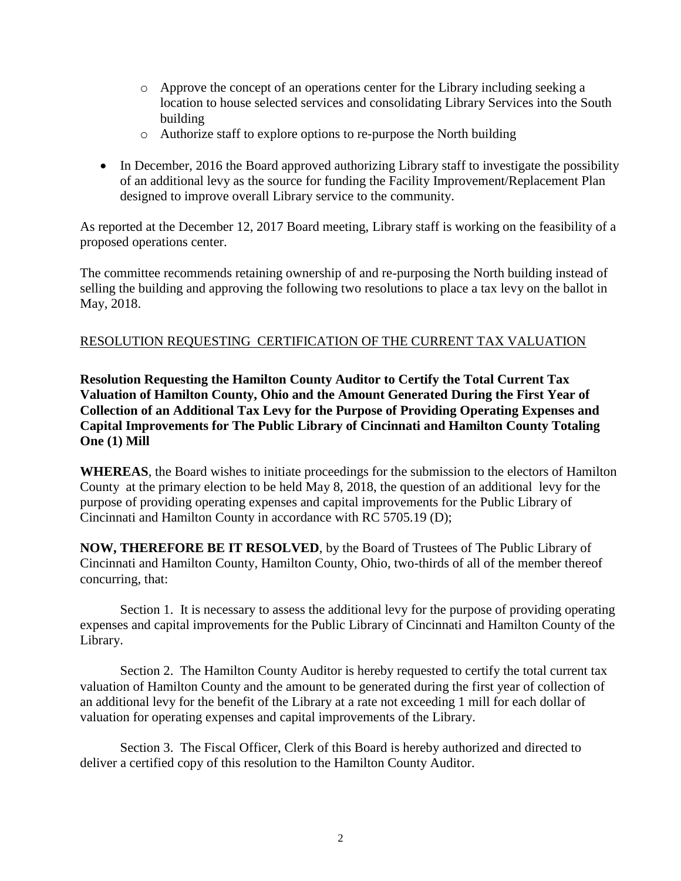- Approve the concept of an operations center for the Library including seeking a location to house selected services and consolidating Library Services into the South building
  - Authorize staff to explore options to re-purpose the North building

- In December, 2016 the Board approved authorizing Library staff to investigate the possibility of an additional levy as the source for funding the Facility Improvement/Replacement Plan designed to improve overall Library service to the community.

As reported at the December 12, 2017 Board meeting, Library staff is working on the feasibility of a proposed operations center.

The committee recommends retaining ownership of and re-purposing the North building instead of selling the building and approving the following two resolutions to place a tax levy on the ballot in May, 2018.

<u>RESOLUTION REQUESTING CERTIFICATION OF THE CURRENT TAX VALUATION</u>

**Resolution Requesting the Hamilton County Auditor to Certify the Total Current Tax Valuation of Hamilton County, Ohio and the Amount Generated During the First Year of Collection of an Additional Tax Levy for the Purpose of Providing Operating Expenses and Capital Improvements for The Public Library of Cincinnati and Hamilton County Totaling One (1) Mill**

**WHEREAS**, the Board wishes to initiate proceedings for the submission to the electors of Hamilton County at the primary election to be held May 8, 2018, the question of an additional levy for the purpose of providing operating expenses and capital improvements for the Public Library of Cincinnati and Hamilton County in accordance with RC 5705.19 (D);

**NOW, THEREFORE BE IT RESOLVED**, by the Board of Trustees of The Public Library of Cincinnati and Hamilton County, Hamilton County, Ohio, two-thirds of all of the member thereof concurring, that:

Section 1. It is necessary to assess the additional levy for the purpose of providing operating expenses and capital improvements for the Public Library of Cincinnati and Hamilton County of the Library.

Section 2. The Hamilton County Auditor is hereby requested to certify the total current tax valuation of Hamilton County and the amount to be generated during the first year of collection of an additional levy for the benefit of the Library at a rate not exceeding 1 mill for each dollar of valuation for operating expenses and capital improvements of the Library.

Section 3. The Fiscal Officer, Clerk of this Board is hereby authorized and directed to deliver a certified copy of this resolution to the Hamilton County Auditor.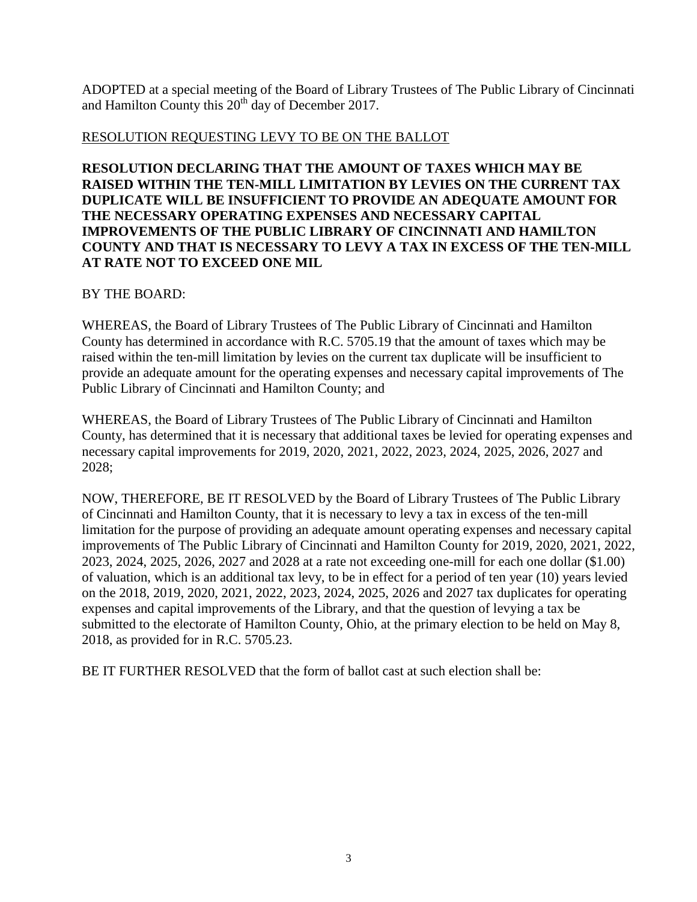ADOPTED at a special meeting of the Board of Library Trustees of The Public Library of Cincinnati and Hamilton County this 20th day of December 2017.

RESOLUTION REQUESTING LEVY TO BE ON THE BALLOT

**RESOLUTION DECLARING THAT THE AMOUNT OF TAXES WHICH MAY BE RAISED WITHIN THE TEN-MILL LIMITATION BY LEVIES ON THE CURRENT TAX DUPLICATE WILL BE INSUFFICIENT TO PROVIDE AN ADEQUATE AMOUNT FOR THE NECESSARY OPERATING EXPENSES AND NECESSARY CAPITAL IMPROVEMENTS OF THE PUBLIC LIBRARY OF CINCINNATI AND HAMILTON COUNTY AND THAT IS NECESSARY TO LEVY A TAX IN EXCESS OF THE TEN-MILL AT RATE NOT TO EXCEED ONE MIL**

BY THE BOARD:

WHEREAS, the Board of Library Trustees of The Public Library of Cincinnati and Hamilton County has determined in accordance with R.C. 5705.19 that the amount of taxes which may be raised within the ten-mill limitation by levies on the current tax duplicate will be insufficient to provide an adequate amount for the operating expenses and necessary capital improvements of The Public Library of Cincinnati and Hamilton County; and

WHEREAS, the Board of Library Trustees of The Public Library of Cincinnati and Hamilton County, has determined that it is necessary that additional taxes be levied for operating expenses and necessary capital improvements for 2019, 2020, 2021, 2022, 2023, 2024, 2025, 2026, 2027 and 2028;

NOW, THEREFORE, BE IT RESOLVED by the Board of Library Trustees of The Public Library of Cincinnati and Hamilton County, that it is necessary to levy a tax in excess of the ten-mill limitation for the purpose of providing an adequate amount operating expenses and necessary capital improvements of The Public Library of Cincinnati and Hamilton County for 2019, 2020, 2021, 2022, 2023, 2024, 2025, 2026, 2027 and 2028 at a rate not exceeding one-mill for each one dollar ($1.00) of valuation, which is an additional tax levy, to be in effect for a period of ten year (10) years levied on the 2018, 2019, 2020, 2021, 2022, 2023, 2024, 2025, 2026 and 2027 tax duplicates for operating expenses and capital improvements of the Library, and that the question of levying a tax be submitted to the electorate of Hamilton County, Ohio, at the primary election to be held on May 8, 2018, as provided for in R.C. 5705.23.

BE IT FURTHER RESOLVED that the form of ballot cast at such election shall be: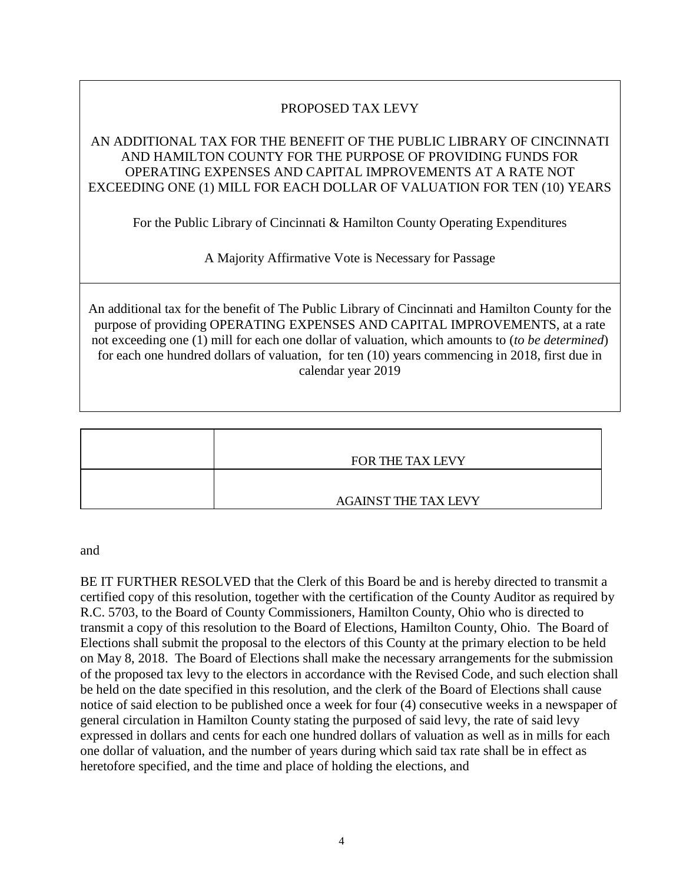PROPOSED TAX LEVY

AN ADDITIONAL TAX FOR THE BENEFIT OF THE PUBLIC LIBRARY OF CINCINNATI AND HAMILTON COUNTY FOR THE PURPOSE OF PROVIDING FUNDS FOR OPERATING EXPENSES AND CAPITAL IMPROVEMENTS AT A RATE NOT EXCEEDING ONE (1) MILL FOR EACH DOLLAR OF VALUATION FOR TEN (10) YEARS

For the Public Library of Cincinnati & Hamilton County Operating Expenditures

A Majority Affirmative Vote is Necessary for Passage

An additional tax for the benefit of The Public Library of Cincinnati and Hamilton County for the purpose of providing OPERATING EXPENSES AND CAPITAL IMPROVEMENTS, at a rate not exceeding one (1) mill for each one dollar of valuation, which amounts to (*to be determined*) for each one hundred dollars of valuation, for ten (10) years commencing in 2018, first due in calendar year 2019

| | |
|---|---|
| | FOR THE TAX LEVY |
| | AGAINST THE TAX LEVY |

and

BE IT FURTHER RESOLVED that the Clerk of this Board be and is hereby directed to transmit a certified copy of this resolution, together with the certification of the County Auditor as required by R.C. 5703, to the Board of County Commissioners, Hamilton County, Ohio who is directed to transmit a copy of this resolution to the Board of Elections, Hamilton County, Ohio. The Board of Elections shall submit the proposal to the electors of this County at the primary election to be held on May 8, 2018. The Board of Elections shall make the necessary arrangements for the submission of the proposed tax levy to the electors in accordance with the Revised Code, and such election shall be held on the date specified in this resolution, and the clerk of the Board of Elections shall cause notice of said election to be published once a week for four (4) consecutive weeks in a newspaper of general circulation in Hamilton County stating the purposed of said levy, the rate of said levy expressed in dollars and cents for each one hundred dollars of valuation as well as in mills for each one dollar of valuation, and the number of years during which said tax rate shall be in effect as heretofore specified, and the time and place of holding the elections, and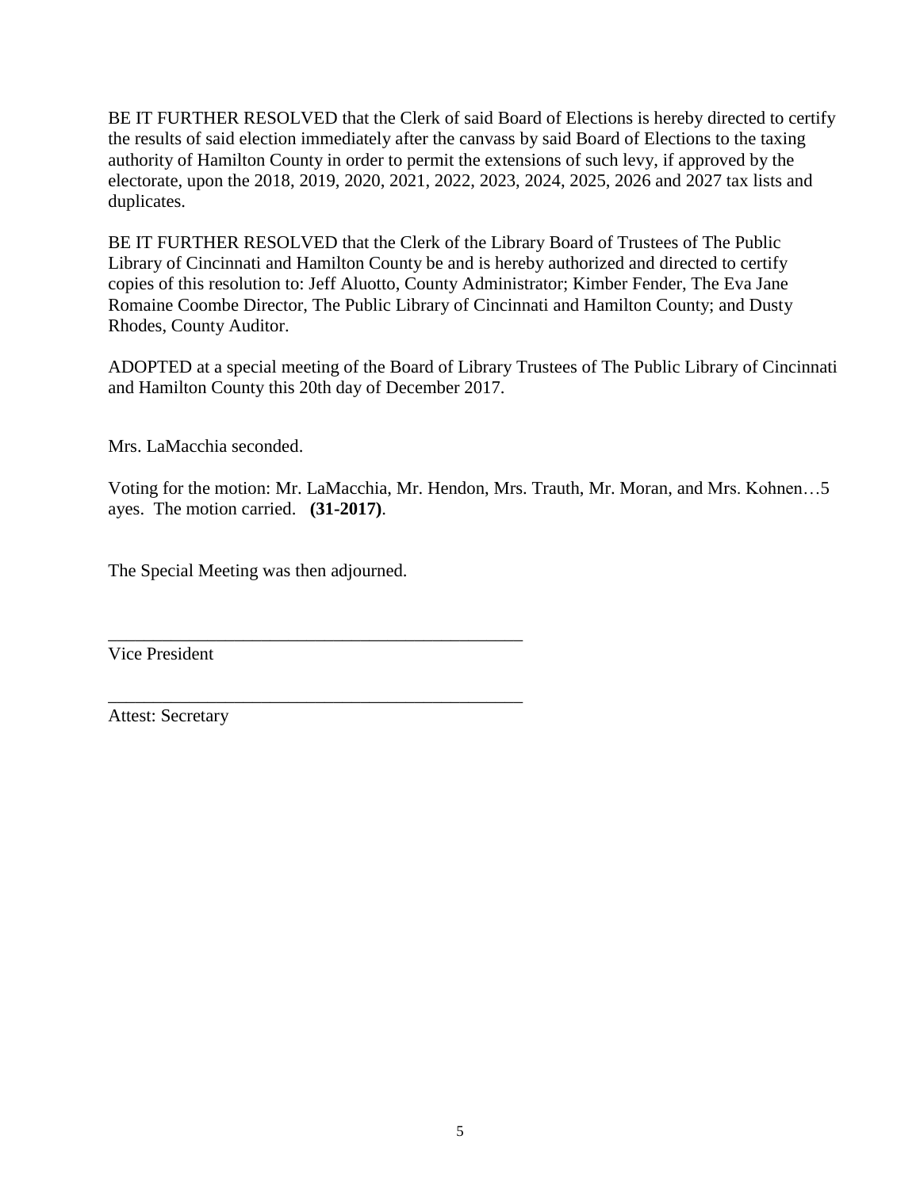BE IT FURTHER RESOLVED that the Clerk of said Board of Elections is hereby directed to certify the results of said election immediately after the canvass by said Board of Elections to the taxing authority of Hamilton County in order to permit the extensions of such levy, if approved by the electorate, upon the 2018, 2019, 2020, 2021, 2022, 2023, 2024, 2025, 2026 and 2027 tax lists and duplicates.

BE IT FURTHER RESOLVED that the Clerk of the Library Board of Trustees of The Public Library of Cincinnati and Hamilton County be and is hereby authorized and directed to certify copies of this resolution to: Jeff Aluotto, County Administrator; Kimber Fender, The Eva Jane Romaine Coombe Director, The Public Library of Cincinnati and Hamilton County; and Dusty Rhodes, County Auditor.

ADOPTED at a special meeting of the Board of Library Trustees of The Public Library of Cincinnati and Hamilton County this 20th day of December 2017.

Mrs. LaMacchia seconded.

Voting for the motion: Mr. LaMacchia, Mr. Hendon, Mrs. Trauth, Mr. Moran, and Mrs. Kohnen…5 ayes. The motion carried. **(31-2017)**.

The Special Meeting was then adjourned.

_______________________________________________
Vice President

_______________________________________________
Attest: Secretary